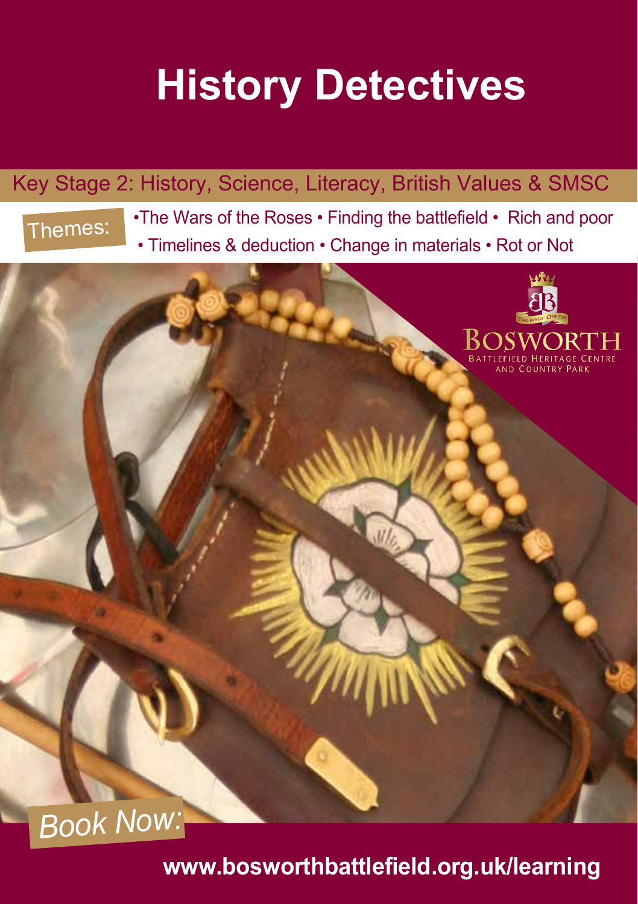# History Detectives

Key Stage 2: History, Science, Literacy, British Values & SMSC

Themes:

- The Wars of the Roses
- Finding the battlefield
- Rich and poor
- Timelines & deduction
- Change in materials
- Rot or Not

BOSWORTH
BATTLEFIELD HERITAGE CENTRE AND COUNTRY PARK

*Book Now:*

**www.bosworthbattlefield.org.uk/learning**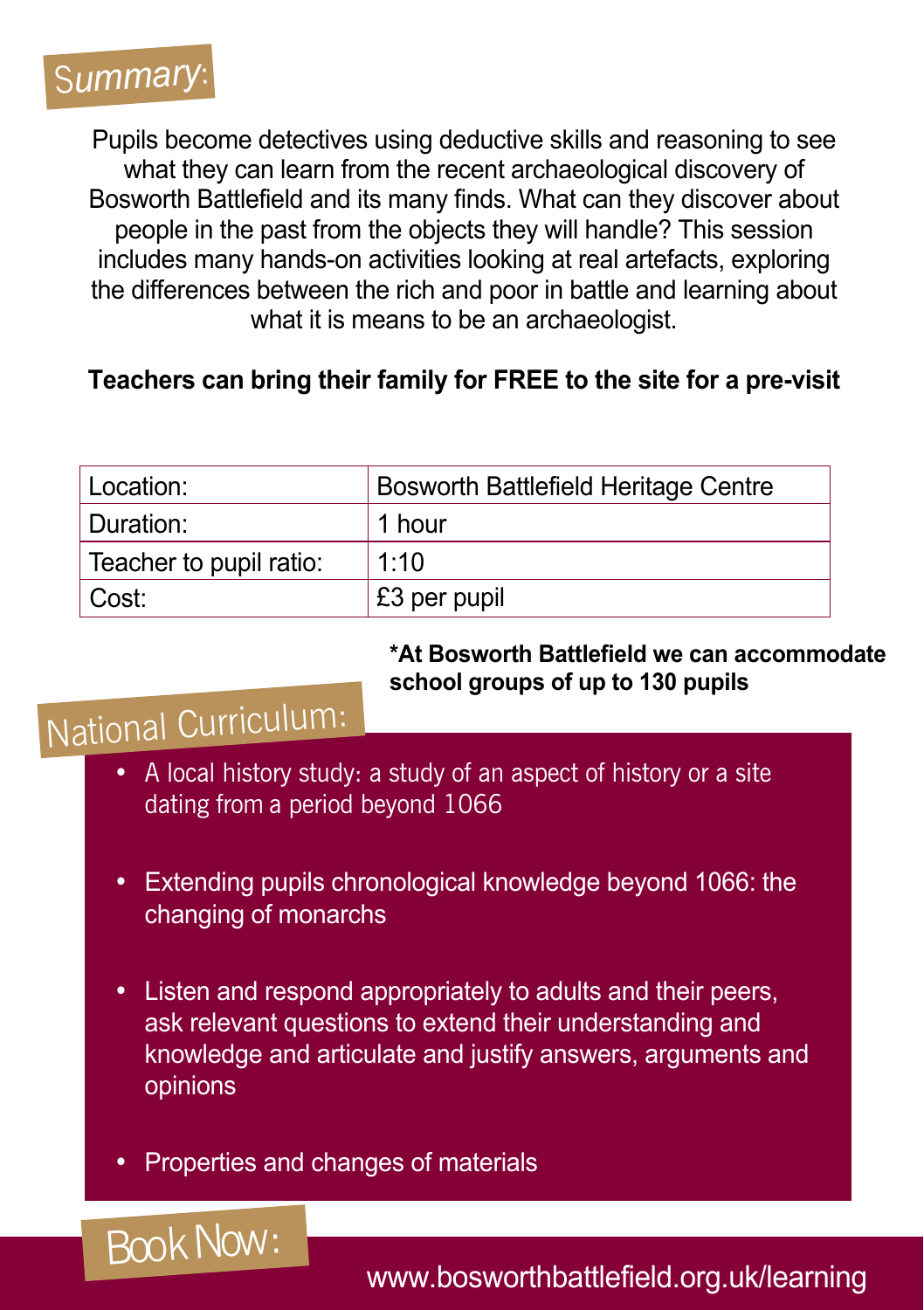## Summary:

Pupils become detectives using deductive skills and reasoning to see what they can learn from the recent archaeological discovery of Bosworth Battlefield and its many finds. What can they discover about people in the past from the objects they will handle? This session includes many hands-on activities looking at real artefacts, exploring the differences between the rich and poor in battle and learning about what it is means to be an archaeologist.

**Teachers can bring their family for FREE to the site for a pre-visit**

| | |
|---|---|
| Location: | Bosworth Battlefield Heritage Centre |
| Duration: | 1 hour |
| Teacher to pupil ratio: | 1:10 |
| Cost: | £3 per pupil |

***At Bosworth Battlefield we can accommodate school groups of up to 130 pupils**

## National Curriculum:

- A local history study: a study of an aspect of history or a site dating from a period beyond 1066
- Extending pupils chronological knowledge beyond 1066: the changing of monarchs
- Listen and respond appropriately to adults and their peers, ask relevant questions to extend their understanding and knowledge and articulate and justify answers, arguments and opinions
- Properties and changes of materials

## Book Now:

www.bosworthbattlefield.org.uk/learning